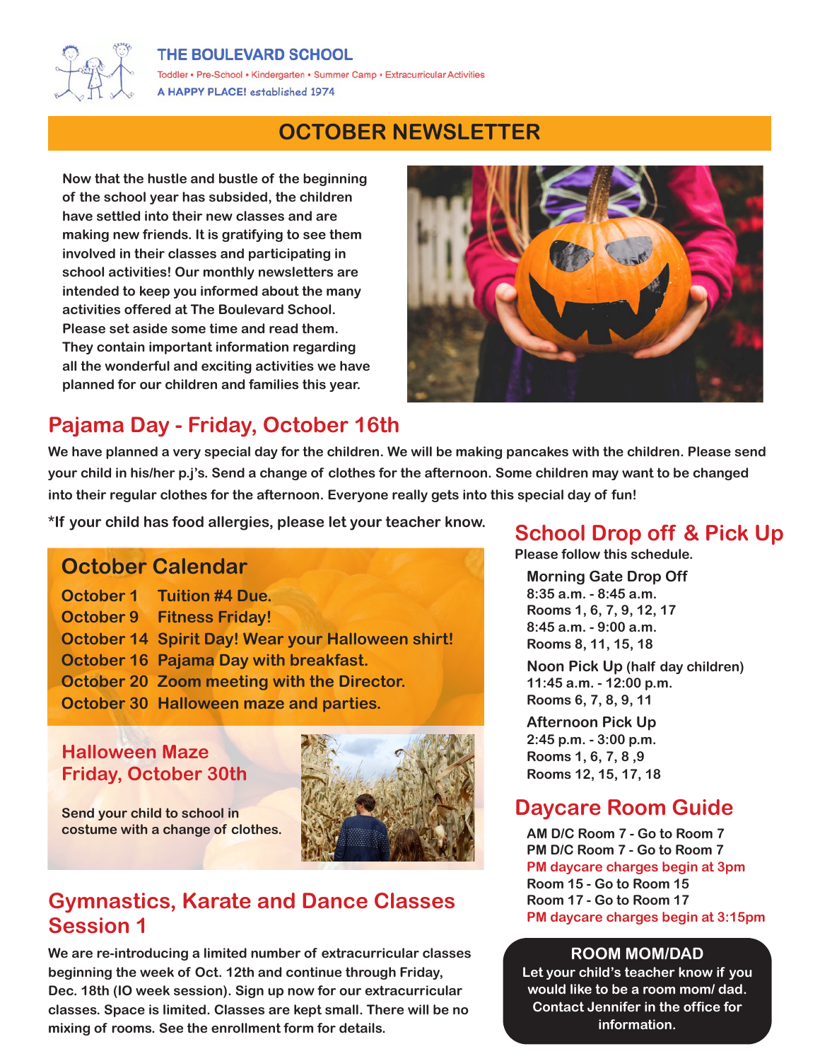# THE BOULEVARD SCHOOL

Toddler • Pre-School • Kindergarten • Summer Camp • Extracurricular Activities

**A HAPPY PLACE!** *established 1974*

## OCTOBER NEWSLETTER

**Now that the hustle and bustle of the beginning of the school year has subsided, the children have settled into their new classes and are making new friends. It is gratifying to see them involved in their classes and participating in school activities! Our monthly newsletters are intended to keep you informed about the many activities offered at The Boulevard School. Please set aside some time and read them. They contain important information regarding all the wonderful and exciting activities we have planned for our children and families this year.**

## Pajama Day - Friday, October 16th

**We have planned a very special day for the children. We will be making pancakes with the children. Please send your child in his/her p.j's. Send a change of clothes for the afternoon. Some children may want to be changed into their regular clothes for the afternoon. Everyone really gets into this special day of fun!**

**\*If your child has food allergies, please let your teacher know.**

## October Calendar

| | |
|---|---|
| October 1 | Tuition #4 Due. |
| October 9 | Fitness Friday! |
| October 14 | Spirit Day! Wear your Halloween shirt! |
| October 16 | Pajama Day with breakfast. |
| October 20 | Zoom meeting with the Director. |
| October 30 | Halloween maze and parties. |

### Halloween Maze Friday, October 30th

Send your child to school in costume with a change of clothes.

## Gymnastics, Karate and Dance Classes Session 1

**We are re-introducing a limited number of extracurricular classes beginning the week of Oct. 12th and continue through Friday, Dec. 18th (IO week session). Sign up now for our extracurricular classes. Space is limited. Classes are kept small. There will be no mixing of rooms. See the enrollment form for details.**

## School Drop off & Pick Up

**Please follow this schedule.**

**Morning Gate Drop Off**
**8:35 a.m. - 8:45 a.m.**
**Rooms 1, 6, 7, 9, 12, 17**
**8:45 a.m. - 9:00 a.m.**
**Rooms 8, 11, 15, 18**

**Noon Pick Up** (half day children)
**11:45 a.m. - 12:00 p.m.**
**Rooms 6, 7, 8, 9, 11**

**Afternoon Pick Up**
**2:45 p.m. - 3:00 p.m.**
**Rooms 1, 6, 7, 8 ,9**
**Rooms 12, 15, 17, 18**

## Daycare Room Guide

AM D/C Room 7 - Go to Room 7
PM D/C Room 7 - Go to Room 7
**PM daycare charges begin at 3pm**
Room 15 - Go to Room 15
Room 17 - Go to Room 17
**PM daycare charges begin at 3:15pm**

### ROOM MOM/DAD

**Let your child's teacher know if you would like to be a room mom/ dad. Contact Jennifer in the office for information.**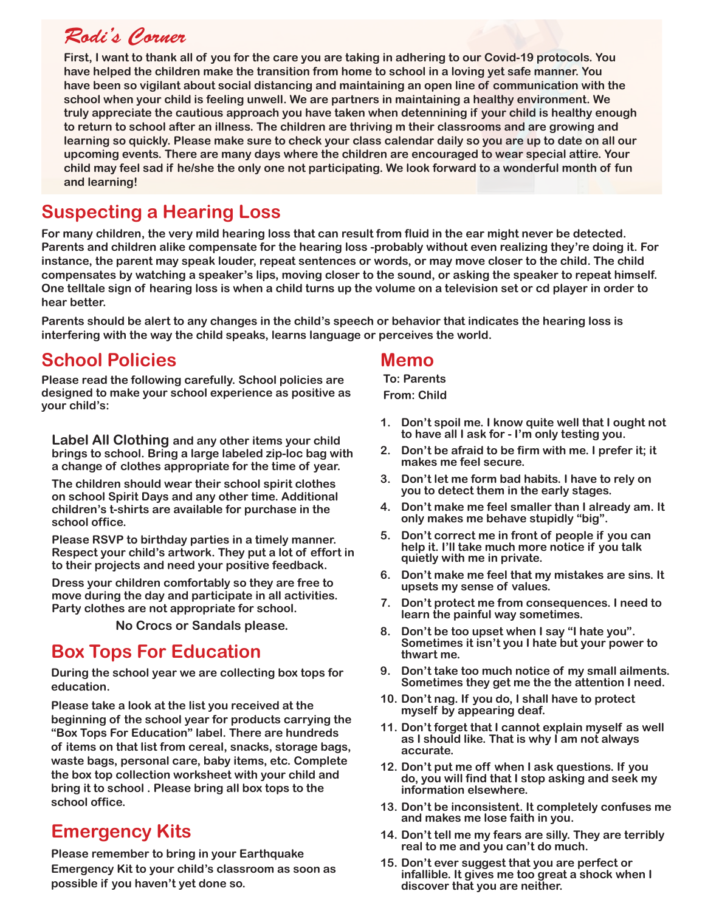## Rodi's Corner

First, I want to thank all of you for the care you are taking in adhering to our Covid-19 protocols. You have helped the children make the transition from home to school in a loving yet safe manner. You have been so vigilant about social distancing and maintaining an open line of communication with the school when your child is feeling unwell. We are partners in maintaining a healthy environment. We truly appreciate the cautious approach you have taken when detenmining if your child is healthy enough to return to school after an illness. The children are thriving m their classrooms and are growing and learning so quickly. Please make sure to check your class calendar daily so you are up to date on all our upcoming events. There are many days where the children are encouraged to wear special attire. Your child may feel sad if he/she the only one not participating. We look forward to a wonderful month of fun and learning!

## Suspecting a Hearing Loss

For many children, the very mild hearing loss that can result from fluid in the ear might never be detected. Parents and children alike compensate for the hearing loss -probably without even realizing they're doing it. For instance, the parent may speak louder, repeat sentences or words, or may move closer to the child. The child compensates by watching a speaker's lips, moving closer to the sound, or asking the speaker to repeat himself. One telltale sign of hearing loss is when a child turns up the volume on a television set or cd player in order to hear better.

Parents should be alert to any changes in the child's speech or behavior that indicates the hearing loss is interfering with the way the child speaks, learns language or perceives the world.

## School Policies

Please read the following carefully. School policies are designed to make your school experience as positive as your child's:

**Label All Clothing** and any other items your child brings to school. Bring a large labeled zip-loc bag with a change of clothes appropriate for the time of year.

The children should wear their school spirit clothes on school Spirit Days and any other time. Additional children's t-shirts are available for purchase in the school office.

Please RSVP to birthday parties in a timely manner. Respect your child's artwork. They put a lot of effort in to their projects and need your positive feedback.

Dress your children comfortably so they are free to move during the day and participate in all activities. Party clothes are not appropriate for school.

No Crocs or Sandals please.

## Box Tops For Education

During the school year we are collecting box tops for education.

Please take a look at the list you received at the beginning of the school year for products carrying the "Box Tops For Education" label. There are hundreds of items on that list from cereal, snacks, storage bags, waste bags, personal care, baby items, etc. Complete the box top collection worksheet with your child and bring it to school . Please bring all box tops to the school office.

## Emergency Kits

Please remember to bring in your Earthquake Emergency Kit to your child's classroom as soon as possible if you haven't yet done so.

## Memo

To: Parents
From: Child

1. Don't spoil me. I know quite well that I ought not to have all I ask for - I'm only testing you.
2. Don't be afraid to be firm with me. I prefer it; it makes me feel secure.
3. Don't let me form bad habits. I have to rely on you to detect them in the early stages.
4. Don't make me feel smaller than I already am. It only makes me behave stupidly "big".
5. Don't correct me in front of people if you can help it. I'll take much more notice if you talk quietly with me in private.
6. Don't make me feel that my mistakes are sins. It upsets my sense of values.
7. Don't protect me from consequences. I need to learn the painful way sometimes.
8. Don't be too upset when I say "I hate you". Sometimes it isn't you I hate but your power to thwart me.
9. Don't take too much notice of my small ailments. Sometimes they get me the the attention I need.
10. Don't nag. If you do, I shall have to protect myself by appearing deaf.
11. Don't forget that I cannot explain myself as well as I should like. That is why I am not always accurate.
12. Don't put me off when I ask questions. If you do, you will find that I stop asking and seek my information elsewhere.
13. Don't be inconsistent. It completely confuses me and makes me lose faith in you.
14. Don't tell me my fears are silly. They are terribly real to me and you can't do much.
15. Don't ever suggest that you are perfect or infallible. It gives me too great a shock when I discover that you are neither.